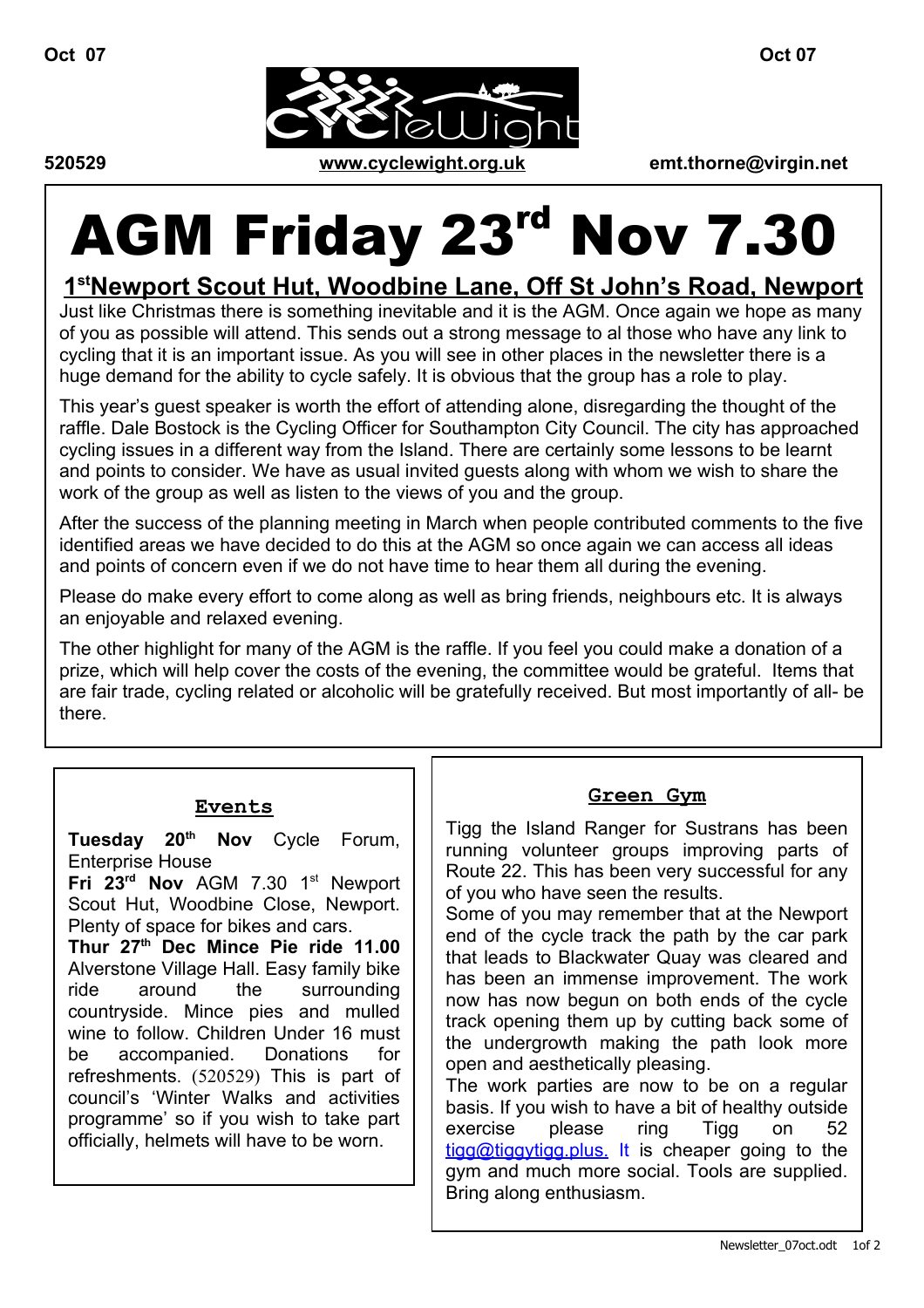Oct 07

CYCLEWIGHT

520529 www.cyclewight.org.uk emt.thorne@virgin.net

# AGM Friday 23rd Nov 7.30

## 1st Newport Scout Hut, Woodbine Lane, Off St John's Road, Newport

Just like Christmas there is something inevitable and it is the AGM. Once again we hope as many of you as possible will attend. This sends out a strong message to al those who have any link to cycling that it is an important issue. As you will see in other places in the newsletter there is a huge demand for the ability to cycle safely. It is obvious that the group has a role to play.

This year's guest speaker is worth the effort of attending alone, disregarding the thought of the raffle. Dale Bostock is the Cycling Officer for Southampton City Council. The city has approached cycling issues in a different way from the Island. There are certainly some lessons to be learnt and points to consider. We have as usual invited guests along with whom we wish to share the work of the group as well as listen to the views of you and the group.

After the success of the planning meeting in March when people contributed comments to the five identified areas we have decided to do this at the AGM so once again we can access all ideas and points of concern even if we do not have time to hear them all during the evening.

Please do make every effort to come along as well as bring friends, neighbours etc. It is always an enjoyable and relaxed evening.

The other highlight for many of the AGM is the raffle. If you feel you could make a donation of a prize, which will help cover the costs of the evening, the committee would be grateful. Items that are fair trade, cycling related or alcoholic will be gratefully received. But most importantly of all- be there.

### Events

**Tuesday 20th Nov** Cycle Forum, Enterprise House

**Fri 23rd Nov** AGM 7.30 1st Newport Scout Hut, Woodbine Close, Newport. Plenty of space for bikes and cars.

**Thur 27th Dec Mince Pie ride 11.00** Alverstone Village Hall. Easy family bike ride around the surrounding countryside. Mince pies and mulled wine to follow. Children Under 16 must be accompanied. Donations for refreshments. (520529) This is part of council's 'Winter Walks and activities programme' so if you wish to take part officially, helmets will have to be worn.

### Green Gym

Tigg the Island Ranger for Sustrans has been running volunteer groups improving parts of Route 22. This has been very successful for any of you who have seen the results.

Some of you may remember that at the Newport end of the cycle track the path by the car park that leads to Blackwater Quay was cleared and has been an immense improvement. The work now has now begun on both ends of the cycle track opening them up by cutting back some of the undergrowth making the path look more open and aesthetically pleasing.

The work parties are now to be on a regular basis. If you wish to have a bit of healthy outside exercise please ring Tigg on 52 tigg@tiggytigg.plus. It is cheaper going to the gym and much more social. Tools are supplied. Bring along enthusiasm.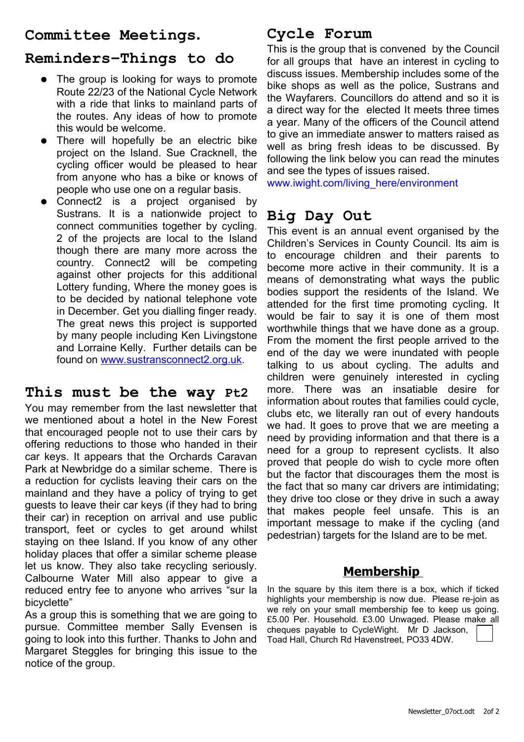## Committee Meetings.

## Reminders–Things to do

- The group is looking for ways to promote Route 22/23 of the National Cycle Network with a ride that links to mainland parts of the routes. Any ideas of how to promote this would be welcome.
- There will hopefully be an electric bike project on the Island. Sue Cracknell, the cycling officer would be pleased to hear from anyone who has a bike or knows of people who use one on a regular basis.
- Connect2 is a project organised by Sustrans. It is a nationwide project to connect communities together by cycling. 2 of the projects are local to the Island though there are many more across the country. Connect2 will be competing against other projects for this additional Lottery funding, Where the money goes is to be decided by national telephone vote in December. Get you dialling finger ready. The great news this project is supported by many people including Ken Livingstone and Lorraine Kelly. Further details can be found on www.sustransconnect2.org.uk.

## This must be the way Pt2

You may remember from the last newsletter that we mentioned about a hotel in the New Forest that encouraged people not to use their cars by offering reductions to those who handed in their car keys. It appears that the Orchards Caravan Park at Newbridge do a similar scheme. There is a reduction for cyclists leaving their cars on the mainland and they have a policy of trying to get guests to leave their car keys (if they had to bring their car) in reception on arrival and use public transport, feet or cycles to get around whilst staying on thee Island. If you know of any other holiday places that offer a similar scheme please let us know. They also take recycling seriously. Calbourne Water Mill also appear to give a reduced entry fee to anyone who arrives "sur la bicyclette"

As a group this is something that we are going to pursue. Committee member Sally Evensen is going to look into this further. Thanks to John and Margaret Steggles for bringing this issue to the notice of the group.

## Cycle Forum

This is the group that is convened by the Council for all groups that have an interest in cycling to discuss issues. Membership includes some of the bike shops as well as the police, Sustrans and the Wayfarers. Councillors do attend and so it is a direct way for the elected It meets three times a year. Many of the officers of the Council attend to give an immediate answer to matters raised as well as bring fresh ideas to be discussed. By following the link below you can read the minutes and see the types of issues raised.

www.iwight.com/living_here/environment

## Big Day Out

This event is an annual event organised by the Children's Services in County Council. Its aim is to encourage children and their parents to become more active in their community. It is a means of demonstrating what ways the public bodies support the residents of the Island. We attended for the first time promoting cycling. It would be fair to say it is one of them most worthwhile things that we have done as a group. From the moment the first people arrived to the end of the day we were inundated with people talking to us about cycling. The adults and children were genuinely interested in cycling more. There was an insatiable desire for information about routes that families could cycle, clubs etc, we literally ran out of every handouts we had. It goes to prove that we are meeting a need by providing information and that there is a need for a group to represent cyclists. It also proved that people do wish to cycle more often but the factor that discourages them the most is the fact that so many car drivers are intimidating; they drive too close or they drive in such a away that makes people feel unsafe. This is an important message to make if the cycling (and pedestrian) targets for the Island are to be met.

## Membership

In the square by this item there is a box, which if ticked highlights your membership is now due. Please re-join as we rely on your small membership fee to keep us going. £5.00 Per. Household. £3.00 Unwaged. Please make all cheques payable to CycleWight. Mr D Jackson, Toad Hall, Church Rd Havenstreet, PO33 4DW.

☐